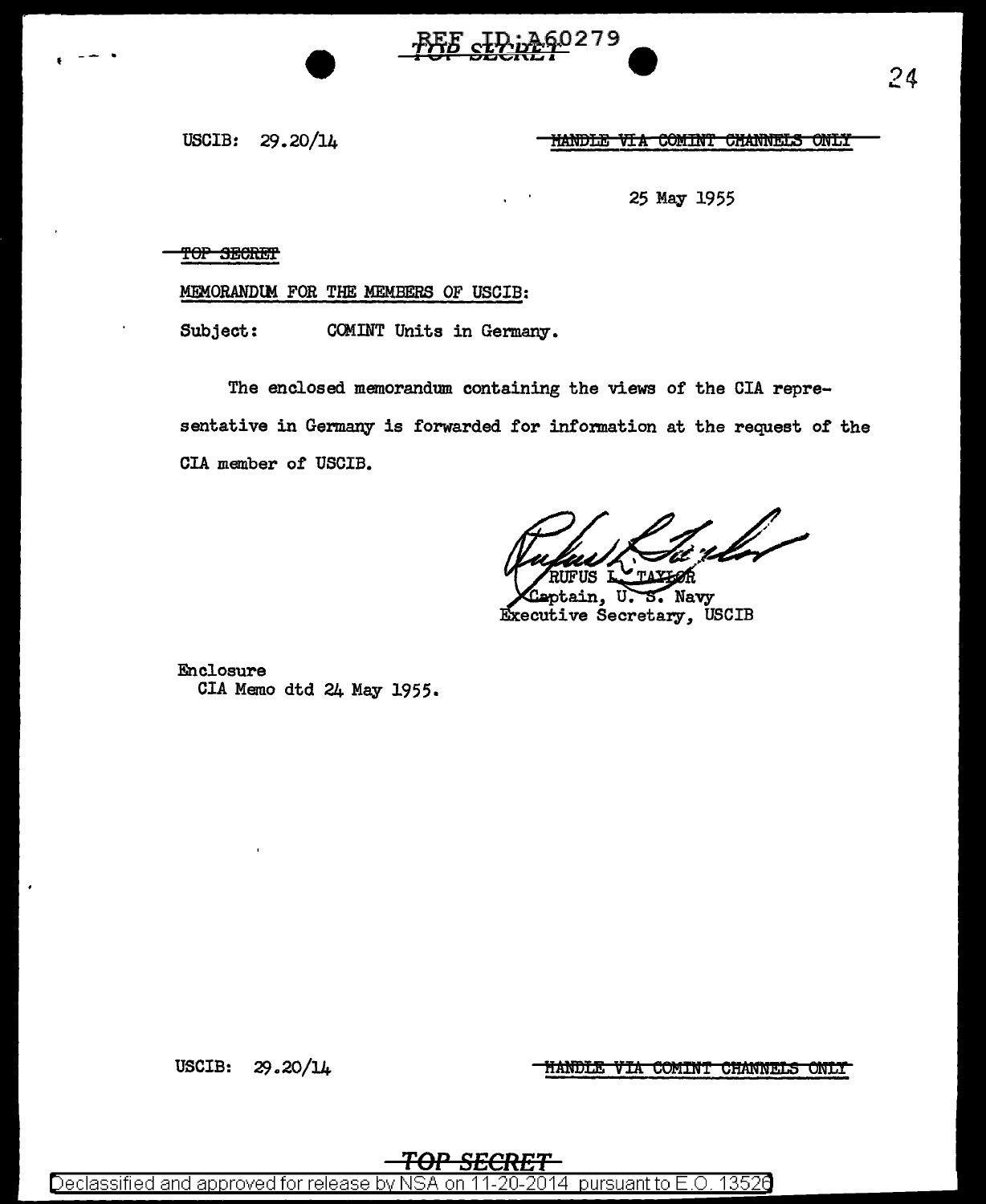USCIB: 29.20/14

~~HANDLE VIA COMINT CHANNELS ONLY~~

25 May 1955

~~TOP SECRET~~

MEMORANDUM FOR THE MEMBERS OF USCIB:

Subject: COMINT Units in Germany.

The enclosed memorandum containing the views of the CIA representative in Germany is forwarded for information at the request of the CIA member of USCIB.

RUFUS L. TAYLOR
Captain, U. S. Navy
Executive Secretary, USCIB

Enclosure
CIA Memo dtd 24 May 1955.

USCIB: 29.20/14

~~HANDLE VIA COMINT CHANNELS ONLY~~

~~TOP SECRET~~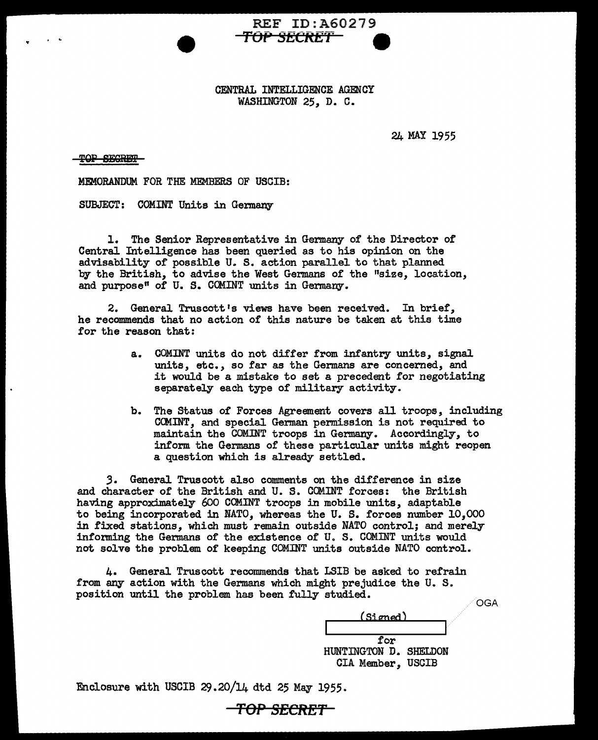REF ID:A60279

~~TOP SECRET~~

CENTRAL INTELLIGENCE AGENCY
WASHINGTON 25, D. C.

24 MAY 1955

~~TOP SECRET~~

MEMORANDUM FOR THE MEMBERS OF USCIB:

SUBJECT: COMINT Units in Germany

1. The Senior Representative in Germany of the Director of Central Intelligence has been queried as to his opinion on the advisability of possible U. S. action parallel to that planned by the British, to advise the West Germans of the "size, location, and purpose" of U. S. COMINT units in Germany.

2. General Truscott's views have been received. In brief, he recommends that no action of this nature be taken at this time for the reason that:

   a. COMINT units do not differ from infantry units, signal units, etc., so far as the Germans are concerned, and it would be a mistake to set a precedent for negotiating separately each type of military activity.

   b. The Status of Forces Agreement covers all troops, including COMINT, and special German permission is not required to maintain the COMINT troops in Germany. Accordingly, to inform the Germans of these particular units might reopen a question which is already settled.

3. General Truscott also comments on the difference in size and character of the British and U. S. COMINT forces: the British having approximately 600 COMINT troops in mobile units, adaptable to being incorporated in NATO, whereas the U. S. forces number 10,000 in fixed stations, which must remain outside NATO control; and merely informing the Germans of the existence of U. S. COMINT units would not solve the problem of keeping COMINT units outside NATO control.

4. General Truscott recommends that LSIB be asked to refrain from any action with the Germans which might prejudice the U. S. position until the problem has been fully studied.

(Signed)
[redacted] OGA
for
HUNTINGTON D. SHELDON
CIA Member, USCIB

Enclosure with USCIB 29.20/14 dtd 25 May 1955.

~~TOP SECRET~~